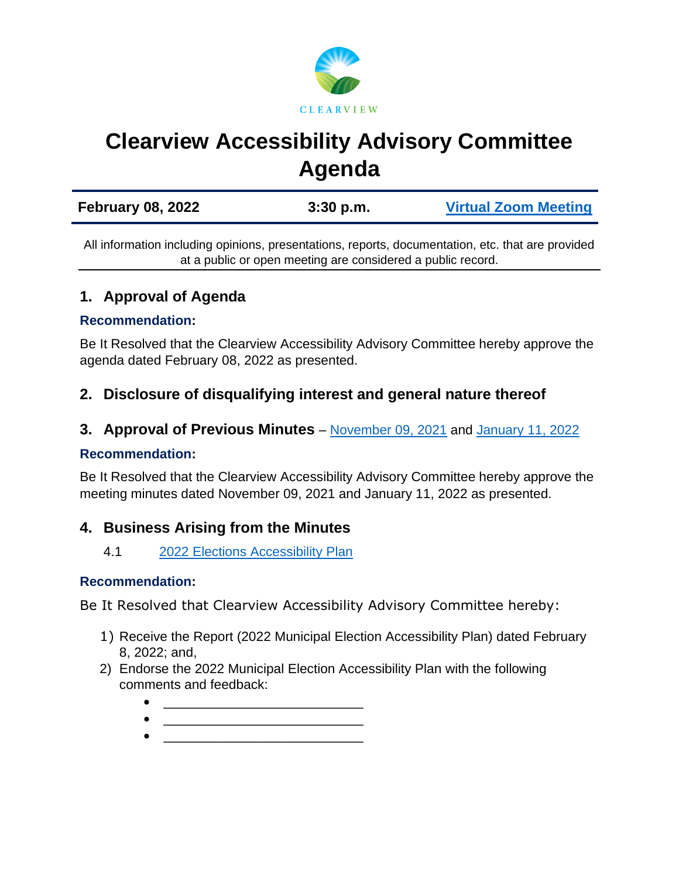CLEARVIEW

# Clearview Accessibility Advisory Committee Agenda

| February 08, 2022 | 3:30 p.m. | Virtual Zoom Meeting |
|---|---|---|

All information including opinions, presentations, reports, documentation, etc. that are provided at a public or open meeting are considered a public record.

## 1. Approval of Agenda

**Recommendation:**

Be It Resolved that the Clearview Accessibility Advisory Committee hereby approve the agenda dated February 08, 2022 as presented.

## 2. Disclosure of disqualifying interest and general nature thereof

## 3. Approval of Previous Minutes – November 09, 2021 and January 11, 2022

**Recommendation:**

Be It Resolved that the Clearview Accessibility Advisory Committee hereby approve the meeting minutes dated November 09, 2021 and January 11, 2022 as presented.

## 4. Business Arising from the Minutes

4.1 2022 Elections Accessibility Plan

**Recommendation:**

Be It Resolved that Clearview Accessibility Advisory Committee hereby:

1) Receive the Report (2022 Municipal Election Accessibility Plan) dated February 8, 2022; and,
2) Endorse the 2022 Municipal Election Accessibility Plan with the following comments and feedback:
   - ___________________________
   - ___________________________
   - ___________________________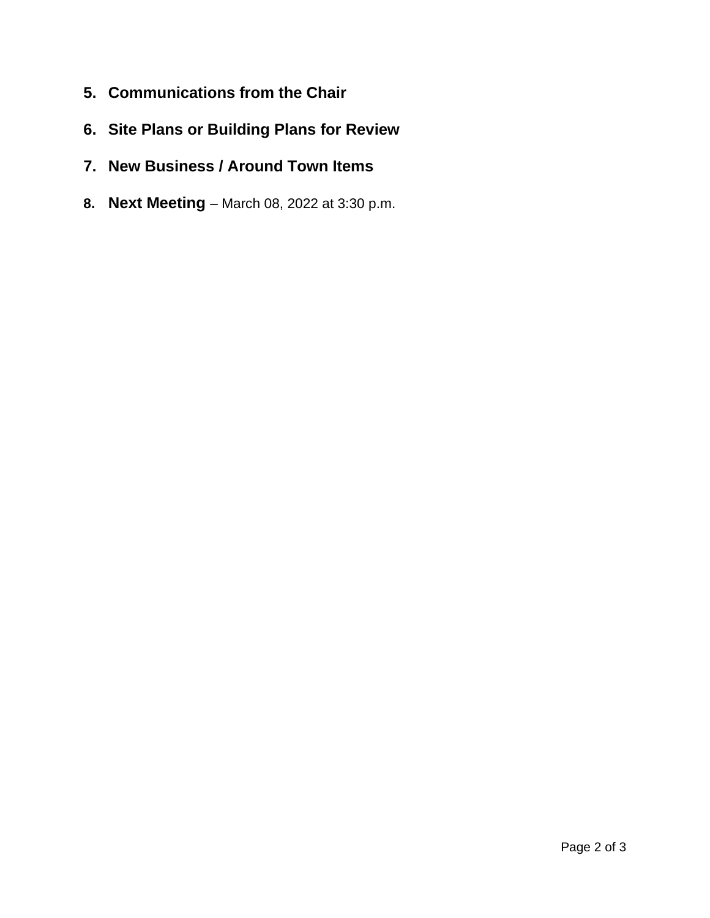5. **Communications from the Chair**

6. **Site Plans or Building Plans for Review**

7. **New Business / Around Town Items**

8. **Next Meeting** – March 08, 2022 at 3:30 p.m.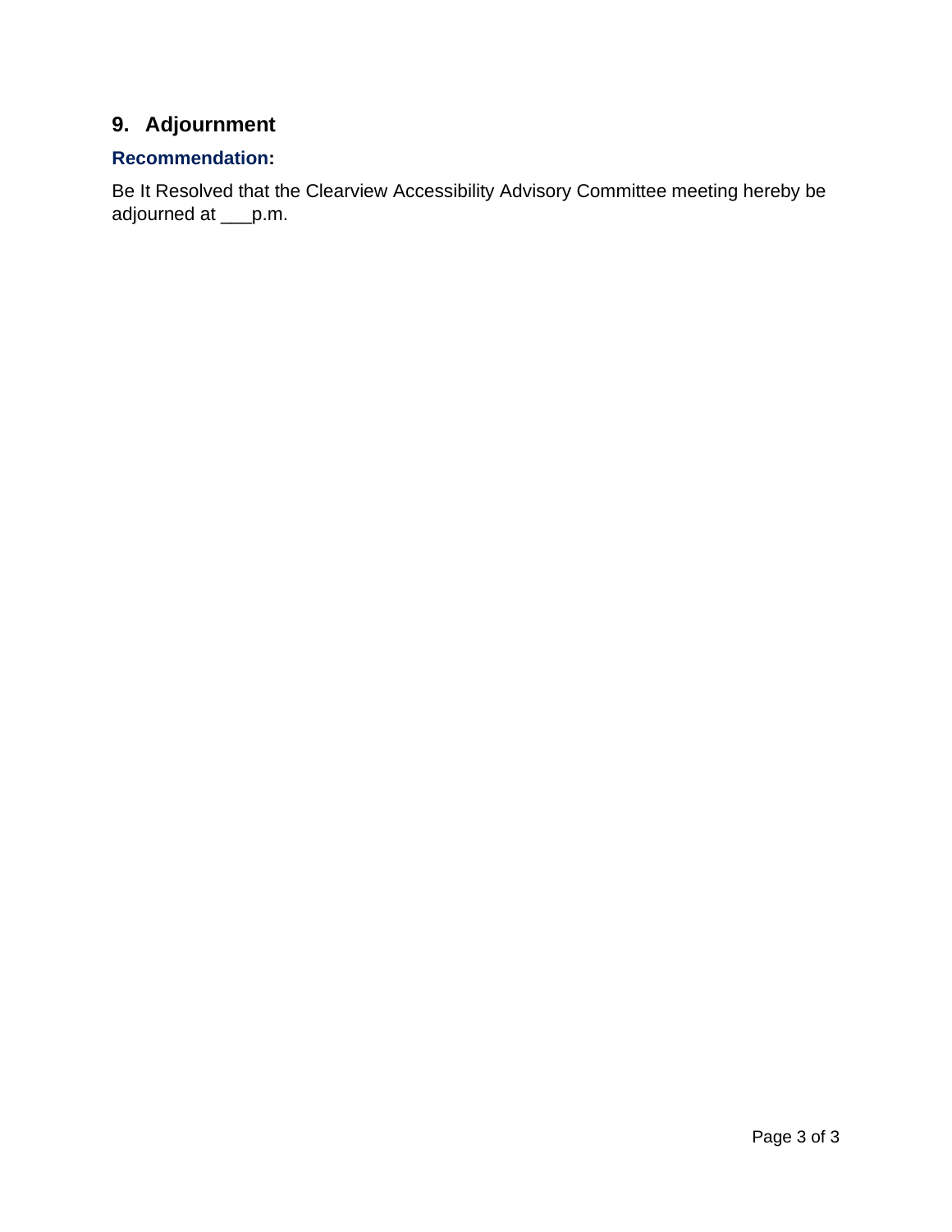## 9. Adjournment

**Recommendation:**

Be It Resolved that the Clearview Accessibility Advisory Committee meeting hereby be adjourned at ___p.m.